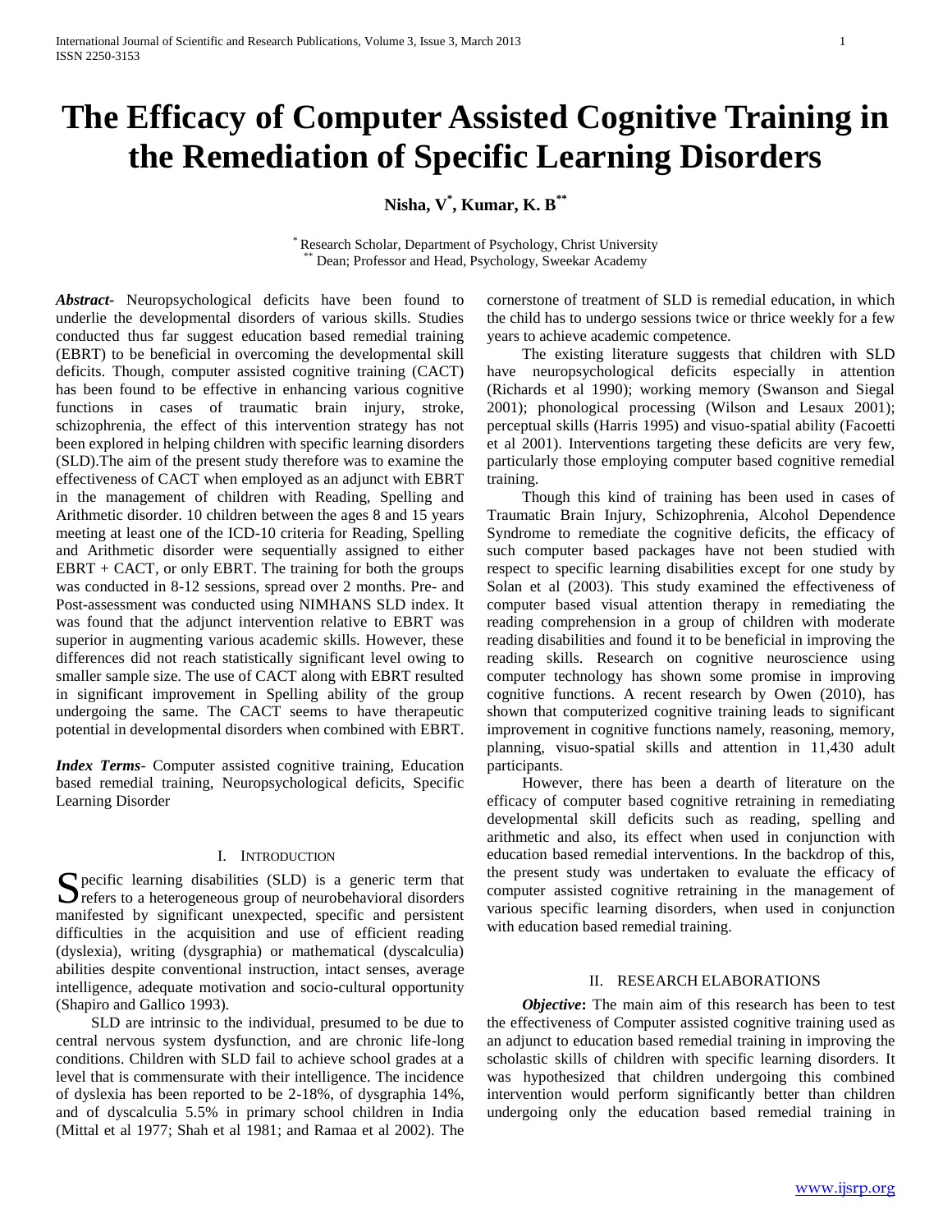# The Efficacy of Computer Assisted Cognitive Training in the Remediation of Specific Learning Disorders

**Nisha, V[*], Kumar, K. B[**]**

[*] Research Scholar, Department of Psychology, Christ University
[**] Dean; Professor and Head, Psychology, Sweekar Academy

***Abstract-*** Neuropsychological deficits have been found to underlie the developmental disorders of various skills. Studies conducted thus far suggest education based remedial training (EBRT) to be beneficial in overcoming the developmental skill deficits. Though, computer assisted cognitive training (CACT) has been found to be effective in enhancing various cognitive functions in cases of traumatic brain injury, stroke, schizophrenia, the effect of this intervention strategy has not been explored in helping children with specific learning disorders (SLD).The aim of the present study therefore was to examine the effectiveness of CACT when employed as an adjunct with EBRT in the management of children with Reading, Spelling and Arithmetic disorder. 10 children between the ages 8 and 15 years meeting at least one of the ICD-10 criteria for Reading, Spelling and Arithmetic disorder were sequentially assigned to either EBRT + CACT, or only EBRT. The training for both the groups was conducted in 8-12 sessions, spread over 2 months. Pre- and Post-assessment was conducted using NIMHANS SLD index. It was found that the adjunct intervention relative to EBRT was superior in augmenting various academic skills. However, these differences did not reach statistically significant level owing to smaller sample size. The use of CACT along with EBRT resulted in significant improvement in Spelling ability of the group undergoing the same. The CACT seems to have therapeutic potential in developmental disorders when combined with EBRT.

***Index Terms*-** Computer assisted cognitive training, Education based remedial training, Neuropsychological deficits, Specific Learning Disorder

## I. Introduction

Specific learning disabilities (SLD) is a generic term that refers to a heterogeneous group of neurobehavioral disorders manifested by significant unexpected, specific and persistent difficulties in the acquisition and use of efficient reading (dyslexia), writing (dysgraphia) or mathematical (dyscalculia) abilities despite conventional instruction, intact senses, average intelligence, adequate motivation and socio-cultural opportunity (Shapiro and Gallico 1993).

SLD are intrinsic to the individual, presumed to be due to central nervous system dysfunction, and are chronic life-long conditions. Children with SLD fail to achieve school grades at a level that is commensurate with their intelligence. The incidence of dyslexia has been reported to be 2-18%, of dysgraphia 14%, and of dyscalculia 5.5% in primary school children in India (Mittal et al 1977; Shah et al 1981; and Ramaa et al 2002). The cornerstone of treatment of SLD is remedial education, in which the child has to undergo sessions twice or thrice weekly for a few years to achieve academic competence.

The existing literature suggests that children with SLD have neuropsychological deficits especially in attention (Richards et al 1990); working memory (Swanson and Siegal 2001); phonological processing (Wilson and Lesaux 2001); perceptual skills (Harris 1995) and visuo-spatial ability (Facoetti et al 2001). Interventions targeting these deficits are very few, particularly those employing computer based cognitive remedial training.

Though this kind of training has been used in cases of Traumatic Brain Injury, Schizophrenia, Alcohol Dependence Syndrome to remediate the cognitive deficits, the efficacy of such computer based packages have not been studied with respect to specific learning disabilities except for one study by Solan et al (2003). This study examined the effectiveness of computer based visual attention therapy in remediating the reading comprehension in a group of children with moderate reading disabilities and found it to be beneficial in improving the reading skills. Research on cognitive neuroscience using computer technology has shown some promise in improving cognitive functions. A recent research by Owen (2010), has shown that computerized cognitive training leads to significant improvement in cognitive functions namely, reasoning, memory, planning, visuo-spatial skills and attention in 11,430 adult participants.

However, there has been a dearth of literature on the efficacy of computer based cognitive retraining in remediating developmental skill deficits such as reading, spelling and arithmetic and also, its effect when used in conjunction with education based remedial interventions. In the backdrop of this, the present study was undertaken to evaluate the efficacy of computer assisted cognitive retraining in the management of various specific learning disorders, when used in conjunction with education based remedial training.

## II. Research Elaborations

***Objective*:** The main aim of this research has been to test the effectiveness of Computer assisted cognitive training used as an adjunct to education based remedial training in improving the scholastic skills of children with specific learning disorders. It was hypothesized that children undergoing this combined intervention would perform significantly better than children undergoing only the education based remedial training in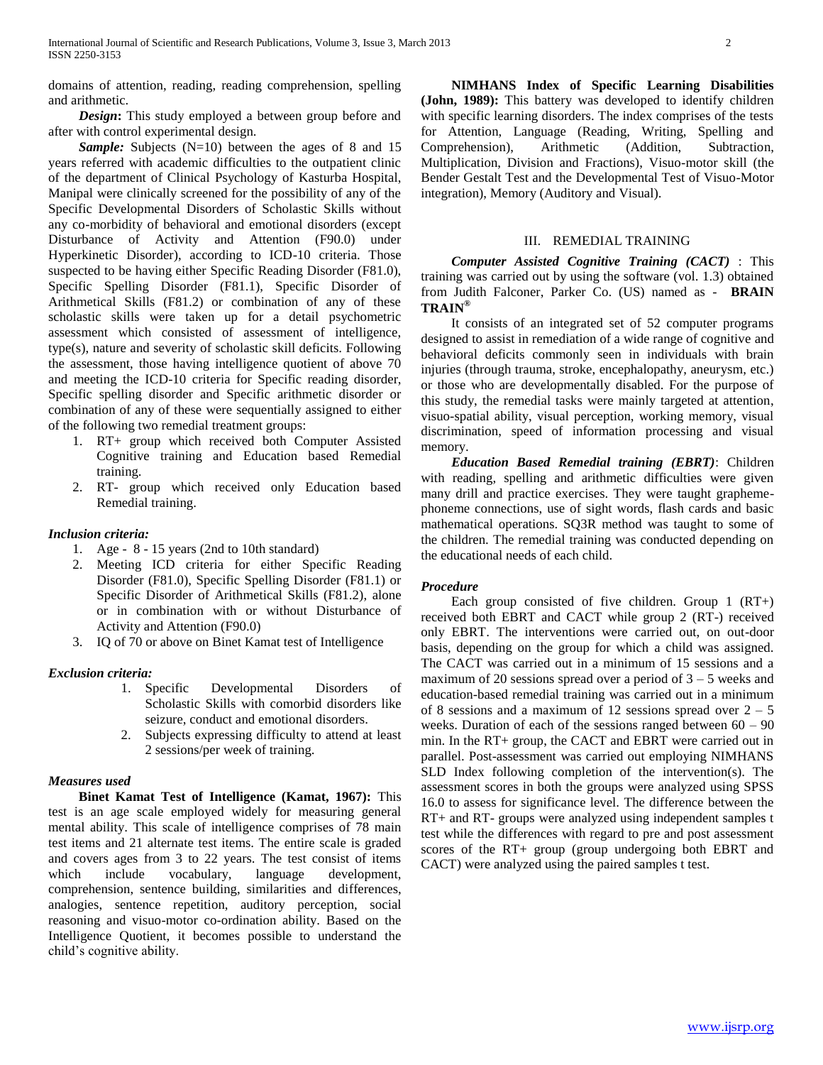domains of attention, reading, reading comprehension, spelling and arithmetic.

***Design*:** This study employed a between group before and after with control experimental design.

***Sample:*** Subjects (N=10) between the ages of 8 and 15 years referred with academic difficulties to the outpatient clinic of the department of Clinical Psychology of Kasturba Hospital, Manipal were clinically screened for the possibility of any of the Specific Developmental Disorders of Scholastic Skills without any co-morbidity of behavioral and emotional disorders (except Disturbance of Activity and Attention (F90.0) under Hyperkinetic Disorder), according to ICD-10 criteria. Those suspected to be having either Specific Reading Disorder (F81.0), Specific Spelling Disorder (F81.1), Specific Disorder of Arithmetical Skills (F81.2) or combination of any of these scholastic skills were taken up for a detail psychometric assessment which consisted of assessment of intelligence, type(s), nature and severity of scholastic skill deficits. Following the assessment, those having intelligence quotient of above 70 and meeting the ICD-10 criteria for Specific reading disorder, Specific spelling disorder and Specific arithmetic disorder or combination of any of these were sequentially assigned to either of the following two remedial treatment groups:

1. RT+ group which received both Computer Assisted Cognitive training and Education based Remedial training.
2. RT- group which received only Education based Remedial training.

### *Inclusion criteria:*

1. Age - 8 - 15 years (2nd to 10th standard)
2. Meeting ICD criteria for either Specific Reading Disorder (F81.0), Specific Spelling Disorder (F81.1) or Specific Disorder of Arithmetical Skills (F81.2), alone or in combination with or without Disturbance of Activity and Attention (F90.0)
3. IQ of 70 or above on Binet Kamat test of Intelligence

### *Exclusion criteria:*

1. Specific Developmental Disorders of Scholastic Skills with comorbid disorders like seizure, conduct and emotional disorders.
2. Subjects expressing difficulty to attend at least 2 sessions/per week of training.

### *Measures used*

**Binet Kamat Test of Intelligence (Kamat, 1967):** This test is an age scale employed widely for measuring general mental ability. This scale of intelligence comprises of 78 main test items and 21 alternate test items. The entire scale is graded and covers ages from 3 to 22 years. The test consist of items which include vocabulary, language development, comprehension, sentence building, similarities and differences, analogies, sentence repetition, auditory perception, social reasoning and visuo-motor co-ordination ability. Based on the Intelligence Quotient, it becomes possible to understand the child's cognitive ability.

**NIMHANS Index of Specific Learning Disabilities (John, 1989):** This battery was developed to identify children with specific learning disorders. The index comprises of the tests for Attention, Language (Reading, Writing, Spelling and Comprehension), Arithmetic (Addition, Subtraction, Multiplication, Division and Fractions), Visuo-motor skill (the Bender Gestalt Test and the Developmental Test of Visuo-Motor integration), Memory (Auditory and Visual).

## III. REMEDIAL TRAINING

***Computer Assisted Cognitive Training (CACT)*** : This training was carried out by using the software (vol. 1.3) obtained from Judith Falconer, Parker Co. (US) named as - **BRAIN TRAIN®**

It consists of an integrated set of 52 computer programs designed to assist in remediation of a wide range of cognitive and behavioral deficits commonly seen in individuals with brain injuries (through trauma, stroke, encephalopathy, aneurysm, etc.) or those who are developmentally disabled. For the purpose of this study, the remedial tasks were mainly targeted at attention, visuo-spatial ability, visual perception, working memory, visual discrimination, speed of information processing and visual memory.

***Education Based Remedial training (EBRT)***: Children with reading, spelling and arithmetic difficulties were given many drill and practice exercises. They were taught grapheme-phoneme connections, use of sight words, flash cards and basic mathematical operations. SQ3R method was taught to some of the children. The remedial training was conducted depending on the educational needs of each child.

### *Procedure*

Each group consisted of five children. Group 1 (RT+) received both EBRT and CACT while group 2 (RT-) received only EBRT. The interventions were carried out, on out-door basis, depending on the group for which a child was assigned. The CACT was carried out in a minimum of 15 sessions and a maximum of 20 sessions spread over a period of 3 – 5 weeks and education-based remedial training was carried out in a minimum of 8 sessions and a maximum of 12 sessions spread over 2 – 5 weeks. Duration of each of the sessions ranged between 60 – 90 min. In the RT+ group, the CACT and EBRT were carried out in parallel. Post-assessment was carried out employing NIMHANS SLD Index following completion of the intervention(s). The assessment scores in both the groups were analyzed using SPSS 16.0 to assess for significance level. The difference between the RT+ and RT- groups were analyzed using independent samples t test while the differences with regard to pre and post assessment scores of the RT+ group (group undergoing both EBRT and CACT) were analyzed using the paired samples t test.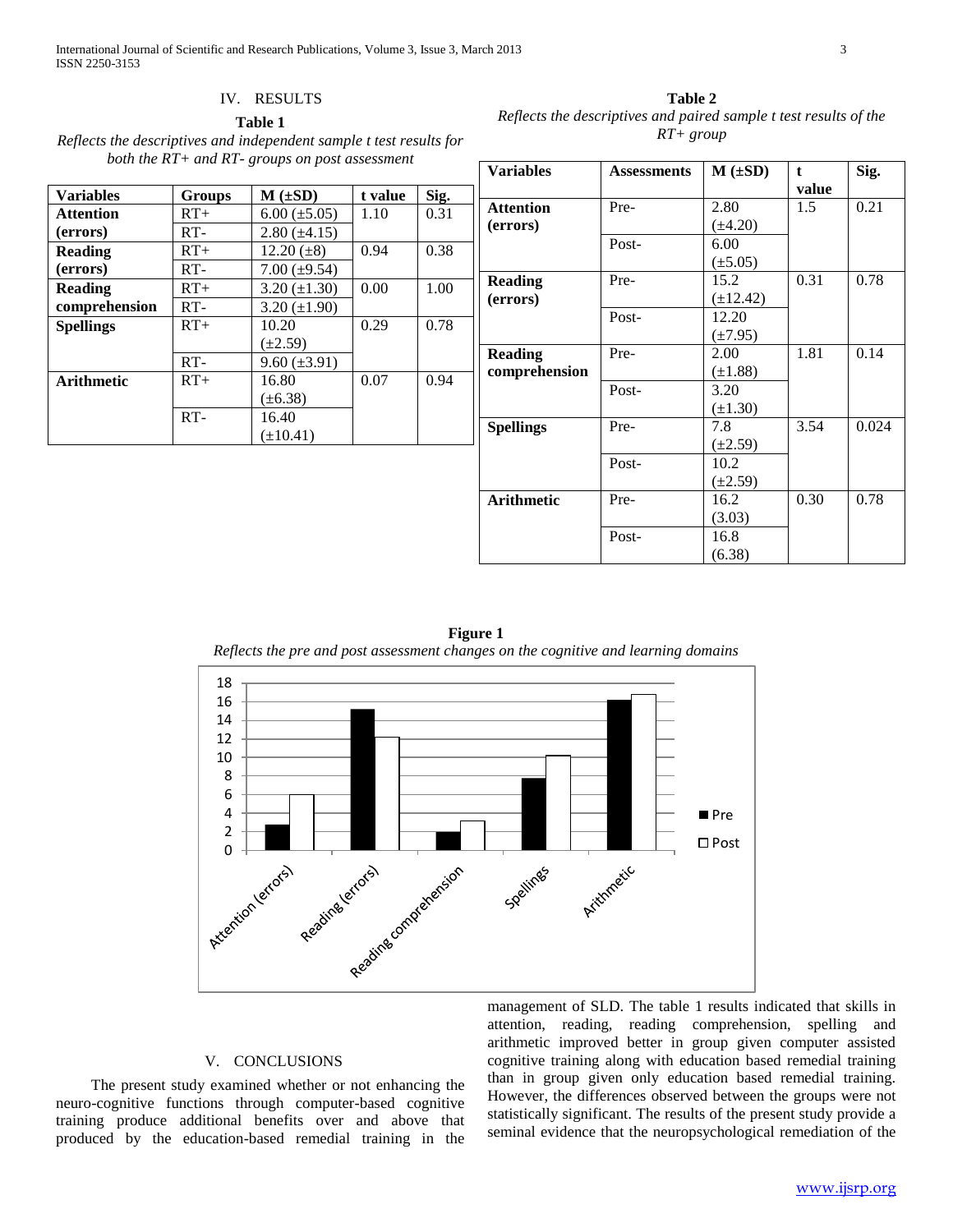## IV. RESULTS

**Table 1**

*Reflects the descriptives and independent sample t test results for both the RT+ and RT- groups on post assessment*

| Variables | Groups | M (±SD) | t value | Sig. |
|---|---|---|---|---|
| **Attention (errors)** | RT+ | 6.00 (±5.05) | 1.10 | 0.31 |
| | RT- | 2.80 (±4.15) | | |
| **Reading (errors)** | RT+ | 12.20 (±8) | 0.94 | 0.38 |
| | RT- | 7.00 (±9.54) | | |
| **Reading comprehension** | RT+ | 3.20 (±1.30) | 0.00 | 1.00 |
| | RT- | 3.20 (±1.90) | | |
| **Spellings** | RT+ | 10.20 (±2.59) | 0.29 | 0.78 |
| | RT- | 9.60 (±3.91) | | |
| **Arithmetic** | RT+ | 16.80 (±6.38) | 0.07 | 0.94 |
| | RT- | 16.40 (±10.41) | | |

**Table 2**

*Reflects the descriptives and paired sample t test results of the RT+ group*

| Variables | Assessments | M (±SD) | t value | Sig. |
|---|---|---|---|---|
| **Attention (errors)** | Pre- | 2.80 (±4.20) | 1.5 | 0.21 |
| | Post- | 6.00 (±5.05) | | |
| **Reading (errors)** | Pre- | 15.2 (±12.42) | 0.31 | 0.78 |
| | Post- | 12.20 (±7.95) | | |
| **Reading comprehension** | Pre- | 2.00 (±1.88) | 1.81 | 0.14 |
| | Post- | 3.20 (±1.30) | | |
| **Spellings** | Pre- | 7.8 (±2.59) | 3.54 | 0.024 |
| | Post- | 10.2 (±2.59) | | |
| **Arithmetic** | Pre- | 16.2 (3.03) | 0.30 | 0.78 |
| | Post- | 16.8 (6.38) | | |

**Figure 1**

*Reflects the pre and post assessment changes on the cognitive and learning domains*

## V. CONCLUSIONS

The present study examined whether or not enhancing the neuro-cognitive functions through computer-based cognitive training produce additional benefits over and above that produced by the education-based remedial training in the management of SLD. The table 1 results indicated that skills in attention, reading, reading comprehension, spelling and arithmetic improved better in group given computer assisted cognitive training along with education based remedial training than in group given only education based remedial training. However, the differences observed between the groups were not statistically significant. The results of the present study provide a seminal evidence that the neuropsychological remediation of the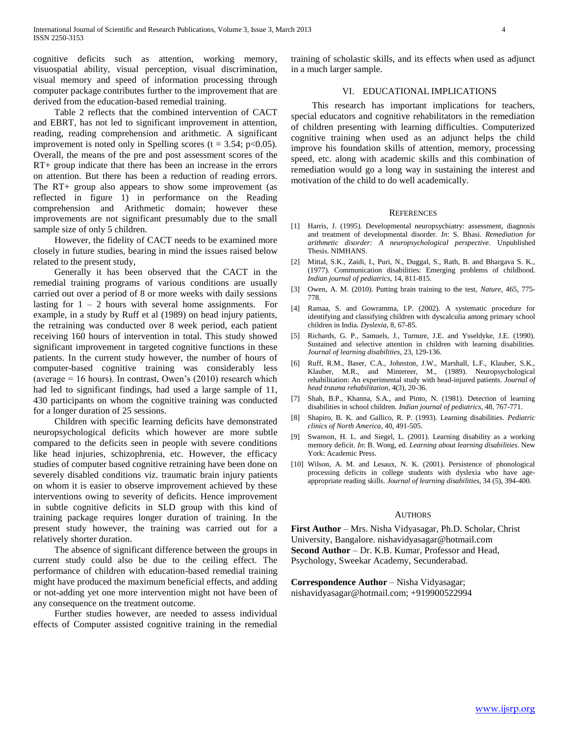cognitive deficits such as attention, working memory, visuospatial ability, visual perception, visual discrimination, visual memory and speed of information processing through computer package contributes further to the improvement that are derived from the education-based remedial training.

Table 2 reflects that the combined intervention of CACT and EBRT, has not led to significant improvement in attention, reading, reading comprehension and arithmetic. A significant improvement is noted only in Spelling scores ($t = 3.54$; $p<0.05$). Overall, the means of the pre and post assessment scores of the RT+ group indicate that there has been an increase in the errors on attention. But there has been a reduction of reading errors. The RT+ group also appears to show some improvement (as reflected in figure 1) in performance on the Reading comprehension and Arithmetic domain; however these improvements are not significant presumably due to the small sample size of only 5 children.

However, the fidelity of CACT needs to be examined more closely in future studies, bearing in mind the issues raised below related to the present study,

Generally it has been observed that the CACT in the remedial training programs of various conditions are usually carried out over a period of 8 or more weeks with daily sessions lasting for 1 – 2 hours with several home assignments. For example, in a study by Ruff et al (1989) on head injury patients, the retraining was conducted over 8 week period, each patient receiving 160 hours of intervention in total. This study showed significant improvement in targeted cognitive functions in these patients. In the current study however, the number of hours of computer-based cognitive training was considerably less (average = 16 hours). In contrast, Owen's (2010) research which had led to significant findings, had used a large sample of 11, 430 participants on whom the cognitive training was conducted for a longer duration of 25 sessions.

Children with specific learning deficits have demonstrated neuropsychological deficits which however are more subtle compared to the deficits seen in people with severe conditions like head injuries, schizophrenia, etc. However, the efficacy studies of computer based cognitive retraining have been done on severely disabled conditions viz. traumatic brain injury patients on whom it is easier to observe improvement achieved by these interventions owing to severity of deficits. Hence improvement in subtle cognitive deficits in SLD group with this kind of training package requires longer duration of training. In the present study however, the training was carried out for a relatively shorter duration.

The absence of significant difference between the groups in current study could also be due to the ceiling effect. The performance of children with education-based remedial training might have produced the maximum beneficial effects, and adding or not-adding yet one more intervention might not have been of any consequence on the treatment outcome.

Further studies however, are needed to assess individual effects of Computer assisted cognitive training in the remedial training of scholastic skills, and its effects when used as adjunct in a much larger sample.

## VI. Educational Implications

This research has important implications for teachers, special educators and cognitive rehabilitators in the remediation of children presenting with learning difficulties. Computerized cognitive training when used as an adjunct helps the child improve his foundation skills of attention, memory, processing speed, etc. along with academic skills and this combination of remediation would go a long way in sustaining the interest and motivation of the child to do well academically.

## References

[1] Harris, J. (1995). Developmental neuropsychiatry: assessment, diagnosis and treatment of developmental disorder. *In*: S. Bhasi. *Remediation for arithmetic disorder: A neuropsychological perspective.* Unpublished Thesis. NIMHANS.

[2] Mittal, S.K., Zaidi, I., Puri, N., Duggal, S., Rath, B. and Bhargava S. K., (1977). Communication disabilities: Emerging problems of childhood. *Indian journal of pediatrics*, 14, 811-815.

[3] Owen, A. M. (2010). Putting brain training to the test, *Nature*, 465, 775-778.

[4] Ramaa, S. and Gowramma, I.P. (2002). A systematic procedure for identifying and classifying children with dyscalculia among primary school children in India. *Dyslexia*, 8, 67-85.

[5] Richards, G. P., Samuels, J., Turnure, J.E. and Ysseldyke, J.E. (1990). Sustained and selective attention in children with learning disabilities. *Journal of learning disabilities*, 23, 129-136.

[6] Ruff, R.M., Baser, C.A., Johnston, J.W., Marshall, L.F., Klauber, S.K., Klauber, M.R., and Mintereer, M., (1989). Neuropsychological rehabilitation: An experimental study with head-injured patients. *Journal of head trauma rehabilitation*, 4(3), 20-36.

[7] Shah, B.P., Khanna, S.A., and Pinto, N. (1981). Detection of learning disabilities in school children. *Indian journal of pediatrics*, 48, 767-771.

[8] Shapiro, B. K. and Gallico, R. P. (1993). Learning disabilities. *Pediatric clinics of North America*, 40, 491-505.

[9] Swanson, H. L. and Siegel, L. (2001). Learning disability as a working memory deficit. *In*: B. Wong, ed. *Learning about learning disabilities*. New York: Academic Press.

[10] Wilson, A. M. and Lesaux, N. K. (2001). Persistence of phonological processing deficits in college students with dyslexia who have age-appropriate reading skills. *Journal of learning disabilities*, 34 (5), 394-400.

## Authors

**First Author** – Mrs. Nisha Vidyasagar, Ph.D. Scholar, Christ University, Bangalore. nishavidyasagar@hotmail.com
**Second Author** – Dr. K.B. Kumar, Professor and Head, Psychology, Sweekar Academy, Secunderabad.

**Correspondence Author** – Nisha Vidyasagar; nishavidyasagar@hotmail.com; +919900522994